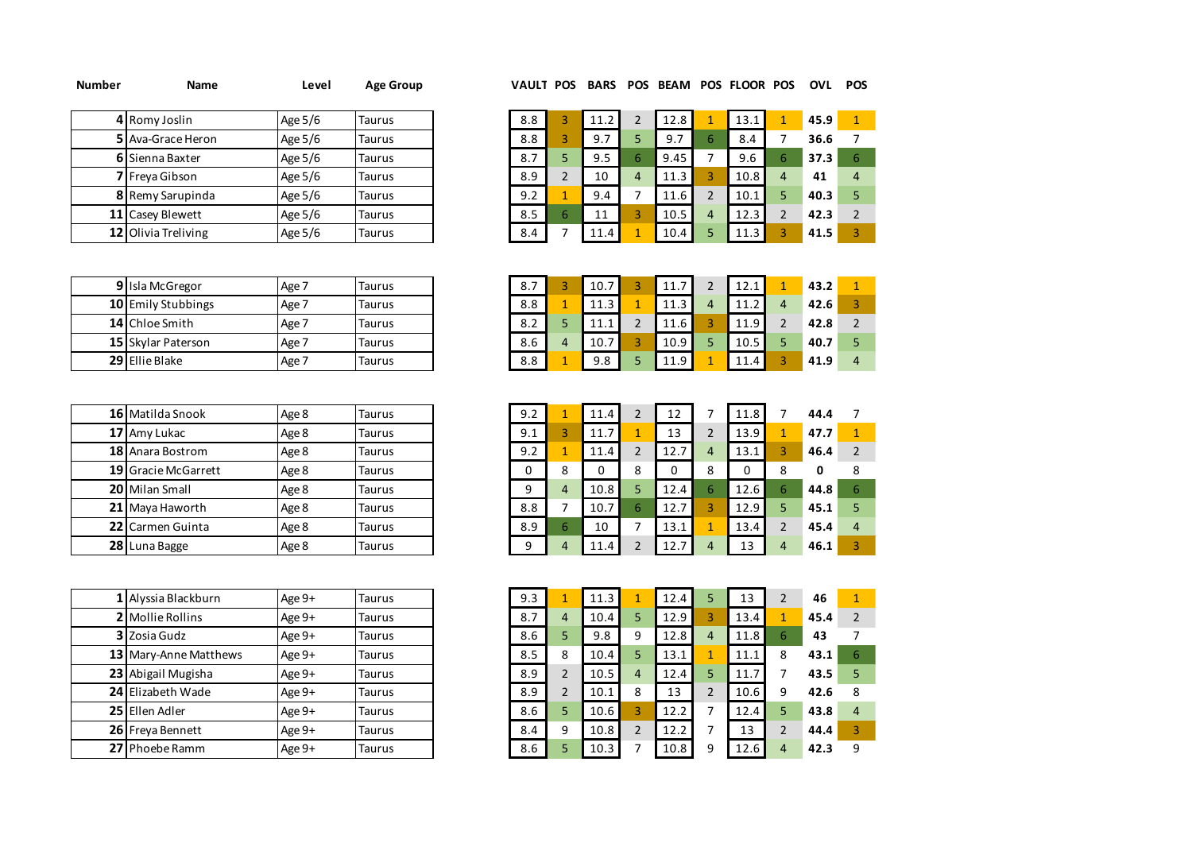| Number | Name | Level | Age Group | VAULT | POS | BARS | POS | BEAM | POS | FLOOR | POS | OVL | POS |
|---|---|---|---|---|---|---|---|---|---|---|---|---|---|
| 4 | Romy Joslin | Age 5/6 | Taurus | 8.8 | 3 | 11.2 | 2 | 12.8 | 1 | 13.1 | 1 | **45.9** | 1 |
| 5 | Ava-Grace Heron | Age 5/6 | Taurus | 8.8 | 3 | 9.7 | 5 | 9.7 | 6 | 8.4 | 7 | **36.6** | 7 |
| 6 | Sienna Baxter | Age 5/6 | Taurus | 8.7 | 5 | 9.5 | 6 | 9.45 | 7 | 9.6 | 6 | **37.3** | 6 |
| 7 | Freya Gibson | Age 5/6 | Taurus | 8.9 | 2 | 10 | 4 | 11.3 | 3 | 10.8 | 4 | **41** | 4 |
| 8 | Remy Sarupinda | Age 5/6 | Taurus | 9.2 | 1 | 9.4 | 7 | 11.6 | 2 | 10.1 | 5 | **40.3** | 5 |
| 11 | Casey Blewett | Age 5/6 | Taurus | 8.5 | 6 | 11 | 3 | 10.5 | 4 | 12.3 | 2 | **42.3** | 2 |
| 12 | Olivia Treliving | Age 5/6 | Taurus | 8.4 | 7 | 11.4 | 1 | 10.4 | 5 | 11.3 | 3 | **41.5** | 3 |
| 9 | Isla McGregor | Age 7 | Taurus | 8.7 | 3 | 10.7 | 3 | 11.7 | 2 | 12.1 | 1 | **43.2** | 1 |
| 10 | Emily Stubbings | Age 7 | Taurus | 8.8 | 1 | 11.3 | 1 | 11.3 | 4 | 11.2 | 4 | **42.6** | 3 |
| 14 | Chloe Smith | Age 7 | Taurus | 8.2 | 5 | 11.1 | 2 | 11.6 | 3 | 11.9 | 2 | **42.8** | 2 |
| 15 | Skylar Paterson | Age 7 | Taurus | 8.6 | 4 | 10.7 | 3 | 10.9 | 5 | 10.5 | 5 | **40.7** | 5 |
| 29 | Ellie Blake | Age 7 | Taurus | 8.8 | 1 | 9.8 | 5 | 11.9 | 1 | 11.4 | 3 | **41.9** | 4 |
| 16 | Matilda Snook | Age 8 | Taurus | 9.2 | 1 | 11.4 | 2 | 12 | 7 | 11.8 | 7 | **44.4** | 7 |
| 17 | Amy Lukac | Age 8 | Taurus | 9.1 | 3 | 11.7 | 1 | 13 | 2 | 13.9 | 1 | **47.7** | 1 |
| 18 | Anara Bostrom | Age 8 | Taurus | 9.2 | 1 | 11.4 | 2 | 12.7 | 4 | 13.1 | 3 | **46.4** | 2 |
| 19 | Gracie McGarrett | Age 8 | Taurus | 0 | 8 | 0 | 8 | 0 | 8 | 0 | 8 | **0** | 8 |
| 20 | Milan Small | Age 8 | Taurus | 9 | 4 | 10.8 | 5 | 12.4 | 6 | 12.6 | 6 | **44.8** | 6 |
| 21 | Maya Haworth | Age 8 | Taurus | 8.8 | 7 | 10.7 | 6 | 12.7 | 3 | 12.9 | 5 | **45.1** | 5 |
| 22 | Carmen Guinta | Age 8 | Taurus | 8.9 | 6 | 10 | 7 | 13.1 | 1 | 13.4 | 2 | **45.4** | 4 |
| 28 | Luna Bagge | Age 8 | Taurus | 9 | 4 | 11.4 | 2 | 12.7 | 4 | 13 | 4 | **46.1** | 3 |
| 1 | Alyssia Blackburn | Age 9+ | Taurus | 9.3 | 1 | 11.3 | 1 | 12.4 | 5 | 13 | 2 | **46** | 1 |
| 2 | Mollie Rollins | Age 9+ | Taurus | 8.7 | 4 | 10.4 | 5 | 12.9 | 3 | 13.4 | 1 | **45.4** | 2 |
| 3 | Zosia Gudz | Age 9+ | Taurus | 8.6 | 5 | 9.8 | 9 | 12.8 | 4 | 11.8 | 6 | **43** | 7 |
| 13 | Mary-Anne Matthews | Age 9+ | Taurus | 8.5 | 8 | 10.4 | 5 | 13.1 | 1 | 11.1 | 8 | **43.1** | 6 |
| 23 | Abigail Mugisha | Age 9+ | Taurus | 8.9 | 2 | 10.5 | 4 | 12.4 | 5 | 11.7 | 7 | **43.5** | 5 |
| 24 | Elizabeth Wade | Age 9+ | Taurus | 8.9 | 2 | 10.1 | 8 | 13 | 2 | 10.6 | 9 | **42.6** | 8 |
| 25 | Ellen Adler | Age 9+ | Taurus | 8.6 | 5 | 10.6 | 3 | 12.2 | 7 | 12.4 | 5 | **43.8** | 4 |
| 26 | Freya Bennett | Age 9+ | Taurus | 8.4 | 9 | 10.8 | 2 | 12.2 | 7 | 13 | 2 | **44.4** | 3 |
| 27 | Phoebe Ramm | Age 9+ | Taurus | 8.6 | 5 | 10.3 | 7 | 10.8 | 9 | 12.6 | 4 | **42.3** | 9 |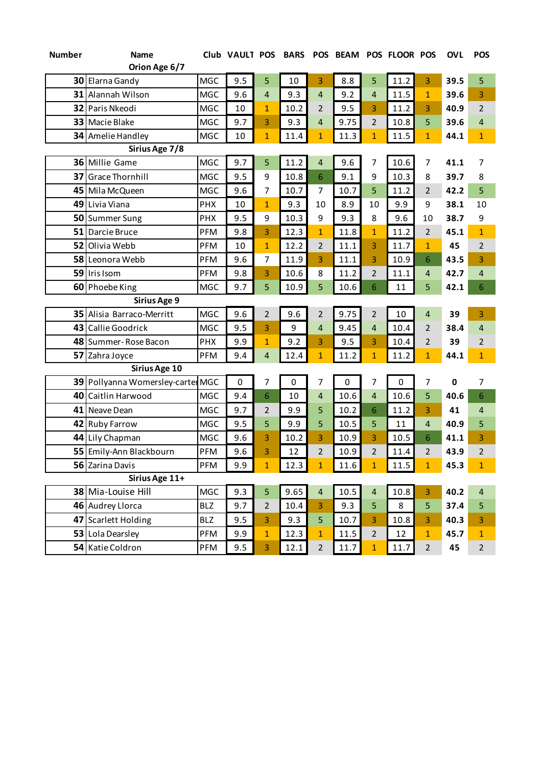| Number | Name | Club | VAULT | POS | BARS | POS | BEAM | POS | FLOOR | POS | OVL | POS |
|---|---|---|---|---|---|---|---|---|---|---|---|---|
| | **Orion Age 6/7** | | | | | | | | | | | |
| 30 | Elarna Gandy | MGC | 9.5 | 5 | 10 | 3 | 8.8 | 5 | 11.2 | 3 | 39.5 | 5 |
| 31 | Alannah Wilson | MGC | 9.6 | 4 | 9.3 | 4 | 9.2 | 4 | 11.5 | 1 | 39.6 | 3 |
| 32 | Paris Nkeodi | MGC | 10 | 1 | 10.2 | 2 | 9.5 | 3 | 11.2 | 3 | 40.9 | 2 |
| 33 | Macie Blake | MGC | 9.7 | 3 | 9.3 | 4 | 9.75 | 2 | 10.8 | 5 | 39.6 | 4 |
| 34 | Amelie Handley | MGC | 10 | 1 | 11.4 | 1 | 11.3 | 1 | 11.5 | 1 | 44.1 | 1 |
| | **Sirius Age 7/8** | | | | | | | | | | | |
| 36 | Millie Game | MGC | 9.7 | 5 | 11.2 | 4 | 9.6 | 7 | 10.6 | 7 | 41.1 | 7 |
| 37 | Grace Thornhill | MGC | 9.5 | 9 | 10.8 | 6 | 9.1 | 9 | 10.3 | 8 | 39.7 | 8 |
| 45 | Mila McQueen | MGC | 9.6 | 7 | 10.7 | 7 | 10.7 | 5 | 11.2 | 2 | 42.2 | 5 |
| 49 | Livia Viana | PHX | 10 | 1 | 9.3 | 10 | 8.9 | 10 | 9.9 | 9 | 38.1 | 10 |
| 50 | Summer Sung | PHX | 9.5 | 9 | 10.3 | 9 | 9.3 | 8 | 9.6 | 10 | 38.7 | 9 |
| 51 | Darcie Bruce | PFM | 9.8 | 3 | 12.3 | 1 | 11.8 | 1 | 11.2 | 2 | 45.1 | 1 |
| 52 | Olivia Webb | PFM | 10 | 1 | 12.2 | 2 | 11.1 | 3 | 11.7 | 1 | 45 | 2 |
| 58 | Leonora Webb | PFM | 9.6 | 7 | 11.9 | 3 | 11.1 | 3 | 10.9 | 6 | 43.5 | 3 |
| 59 | Iris Isom | PFM | 9.8 | 3 | 10.6 | 8 | 11.2 | 2 | 11.1 | 4 | 42.7 | 4 |
| 60 | Phoebe King | MGC | 9.7 | 5 | 10.9 | 5 | 10.6 | 6 | 11 | 5 | 42.1 | 6 |
| | **Sirius Age 9** | | | | | | | | | | | |
| 35 | Alisia Barraco-Merritt | MGC | 9.6 | 2 | 9.6 | 2 | 9.75 | 2 | 10 | 4 | 39 | 3 |
| 43 | Callie Goodrick | MGC | 9.5 | 3 | 9 | 4 | 9.45 | 4 | 10.4 | 2 | 38.4 | 4 |
| 48 | Summer- Rose Bacon | PHX | 9.9 | 1 | 9.2 | 3 | 9.5 | 3 | 10.4 | 2 | 39 | 2 |
| 57 | Zahra Joyce | PFM | 9.4 | 4 | 12.4 | 1 | 11.2 | 1 | 11.2 | 1 | 44.1 | 1 |
| | **Sirius Age 10** | | | | | | | | | | | |
| 39 | Pollyanna Womersley-carter | MGC | 0 | 7 | 0 | 7 | 0 | 7 | 0 | 7 | 0 | 7 |
| 40 | Caitlin Harwood | MGC | 9.4 | 6 | 10 | 4 | 10.6 | 4 | 10.6 | 5 | 40.6 | 6 |
| 41 | Neave Dean | MGC | 9.7 | 2 | 9.9 | 5 | 10.2 | 6 | 11.2 | 3 | 41 | 4 |
| 42 | Ruby Farrow | MGC | 9.5 | 5 | 9.9 | 5 | 10.5 | 5 | 11 | 4 | 40.9 | 5 |
| 44 | Lily Chapman | MGC | 9.6 | 3 | 10.2 | 3 | 10.9 | 3 | 10.5 | 6 | 41.1 | 3 |
| 55 | Emily-Ann Blackbourn | PFM | 9.6 | 3 | 12 | 2 | 10.9 | 2 | 11.4 | 2 | 43.9 | 2 |
| 56 | Zarina Davis | PFM | 9.9 | 1 | 12.3 | 1 | 11.6 | 1 | 11.5 | 1 | 45.3 | 1 |
| | **Sirius Age 11+** | | | | | | | | | | | |
| 38 | Mia-Louise Hill | MGC | 9.3 | 5 | 9.65 | 4 | 10.5 | 4 | 10.8 | 3 | 40.2 | 4 |
| 46 | Audrey Llorca | BLZ | 9.7 | 2 | 10.4 | 3 | 9.3 | 5 | 8 | 5 | 37.4 | 5 |
| 47 | Scarlett Holding | BLZ | 9.5 | 3 | 9.3 | 5 | 10.7 | 3 | 10.8 | 3 | 40.3 | 3 |
| 53 | Lola Dearsley | PFM | 9.9 | 1 | 12.3 | 1 | 11.5 | 2 | 12 | 1 | 45.7 | 1 |
| 54 | Katie Coldron | PFM | 9.5 | 3 | 12.1 | 2 | 11.7 | 1 | 11.7 | 2 | 45 | 2 |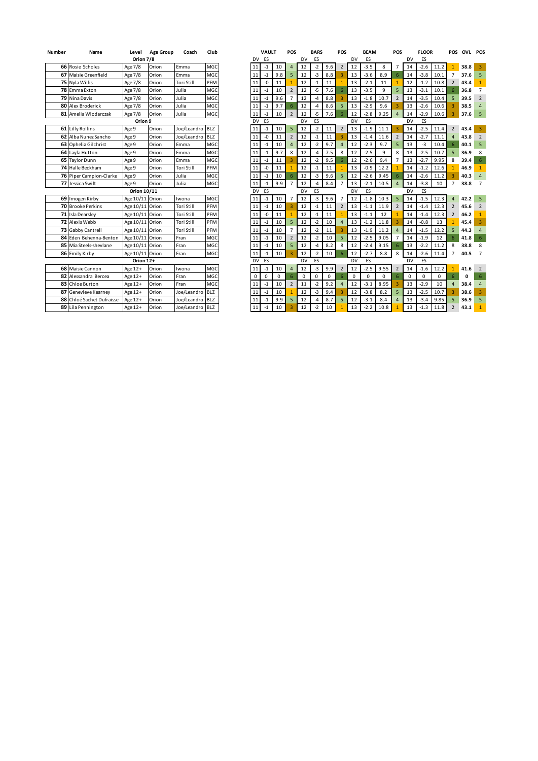| Number | Name | Level | Age Group | Coach | Club | VAULT DV | VAULT ES | VAULT | POS | BARS DV | BARS ES | BARS | POS | BEAM DV | BEAM ES | BEAM | POS | FLOOR DV | FLOOR ES | FLOOR | POS | OVL | POS |
|---|---|---|---|---|---|---|---|---|---|---|---|---|---|---|---|---|---|---|---|---|---|---|---|
| | | Orion 7/8 | | | | DV | ES | | | DV | ES | | | DV | ES | | | DV | ES | | | | |
| 66 | Rosie Scholes | Age 7/8 | Orion | Emma | MGC | 11 | -1 | 10 | 4 | 12 | -2 | 9.6 | 2 | 12 | -3.5 | 8 | 7 | 14 | -2.6 | 11.2 | 1 | 38.8 | 3 |
| 67 | Maisie Greenfield | Age 7/8 | Orion | Emma | MGC | 11 | -1 | 9.8 | 5 | 12 | -3 | 8.8 | 3 | 13 | -3.6 | 8.9 | 6 | 14 | -3.8 | 10.1 | 7 | 37.6 | 5 |
| 75 | Nyla Willis | Age 7/8 | Orion | Tori Still | PFM | 11 | -0 | 11 | 1 | 12 | -1 | 11 | 1 | 13 | -2.1 | 11 | 1 | 12 | -1.2 | 10.8 | 2 | 43.4 | 1 |
| 78 | Emma Exton | Age 7/8 | Orion | Julia | MGC | 11 | -1 | 10 | 2 | 12 | -5 | 7.6 | 6 | 13 | -3.5 | 9 | 5 | 13 | -3.1 | 10.1 | 6 | 36.8 | 7 |
| 79 | Nina Davis | Age 7/8 | Orion | Julia | MGC | 11 | -1 | 9.6 | 7 | 12 | -4 | 8.8 | 3 | 13 | -1.8 | 10.7 | 2 | 14 | -3.5 | 10.4 | 5 | 39.5 | 2 |
| 80 | Alex Broderick | Age 7/8 | Orion | Julia | MGC | 11 | -1 | 9.7 | 6 | 12 | -4 | 8.6 | 5 | 13 | -2.9 | 9.6 | 3 | 13 | -2.6 | 10.6 | 3 | 38.5 | 4 |
| 81 | Amelia Wlodarczak | Age 7/8 | Orion | Julia | MGC | 11 | -1 | 10 | 2 | 12 | -5 | 7.6 | 6 | 12 | -2.8 | 9.25 | 4 | 14 | -2.9 | 10.6 | 3 | 37.6 | 5 |
| | | Orion 9 | | | | DV | ES | | | DV | ES | | | DV | ES | | | DV | ES | | | | |
| 61 | Lilly Rollins | Age 9 | Orion | Joe/Leandro | BLZ | 11 | -1 | 10 | 5 | 12 | -2 | 11 | 2 | 13 | -1.9 | 11.1 | 3 | 14 | -2.5 | 11.4 | 2 | 43.4 | 3 |
| 62 | Alba Nunez Sancho | Age 9 | Orion | Joe/Leandro | BLZ | 11 | -0 | 11 | 2 | 12 | -1 | 11 | 3 | 13 | -1.4 | 11.6 | 2 | 14 | -2.7 | 11.1 | 4 | 43.8 | 2 |
| 63 | Ophelia Gilchrist | Age 9 | Orion | Emma | MGC | 11 | -1 | 10 | 4 | 12 | -2 | 9.7 | 4 | 12 | -2.3 | 9.7 | 5 | 13 | -3 | 10.4 | 6 | 40.1 | 5 |
| 64 | Layla Hutton | Age 9 | Orion | Emma | MGC | 11 | -1 | 9.7 | 8 | 12 | -4 | 7.5 | 8 | 12 | -2.5 | 9 | 8 | 13 | -2.5 | 10.7 | 5 | 36.9 | 8 |
| 65 | Taylor Dunn | Age 9 | Orion | Emma | MGC | 11 | -1 | 11 | 3 | 12 | -2 | 9.5 | 6 | 12 | -2.6 | 9.4 | 7 | 13 | -2.7 | 9.95 | 8 | 39.4 | 6 |
| 74 | Halle Beckham | Age 9 | Orion | Tori Still | PFM | 11 | -0 | 11 | 1 | 12 | -1 | 11 | 1 | 13 | -0.9 | 12.2 | 1 | 14 | -1.2 | 12.6 | 1 | 46.9 | 1 |
| 76 | Piper Campion-Clarke | Age 9 | Orion | Julia | MGC | 11 | -1 | 10 | 6 | 12 | -3 | 9.6 | 5 | 12 | -2.6 | 9.45 | 6 | 14 | -2.6 | 11.2 | 3 | 40.3 | 4 |
| 77 | Jessica Swift | Age 9 | Orion | Julia | MGC | 11 | -1 | 9.9 | 7 | 12 | -4 | 8.4 | 7 | 13 | -2.1 | 10.5 | 4 | 14 | -3.8 | 10 | 7 | 38.8 | 7 |
| | | Orion 10/11 | | | | DV | ES | | | DV | ES | | | DV | ES | | | DV | ES | | | | |
| 69 | Imogen Kirby | Age 10/11 | Orion | Iwona | MGC | 11 | -1 | 10 | 7 | 12 | -3 | 9.6 | 7 | 12 | -1.8 | 10.3 | 5 | 14 | -1.5 | 12.3 | 4 | 42.2 | 5 |
| 70 | Brooke Perkins | Age 10/11 | Orion | Tori Still | PFM | 11 | -1 | 10 | 3 | 12 | -1 | 11 | 2 | 13 | -1.1 | 11.9 | 2 | 14 | -1.4 | 12.3 | 2 | 45.6 | 2 |
| 71 | Isla Dearsley | Age 10/11 | Orion | Tori Still | PFM | 11 | -0 | 11 | 1 | 12 | -1 | 11 | 1 | 13 | -1.1 | 12 | 1 | 14 | -1.4 | 12.3 | 2 | 46.2 | 1 |
| 72 | Alexis Webb | Age 10/11 | Orion | Tori Still | PFM | 11 | -1 | 10 | 5 | 12 | -2 | 10 | 4 | 13 | -1.2 | 11.8 | 3 | 14 | -0.8 | 13 | 1 | 45.4 | 3 |
| 73 | Gabby Cantrell | Age 10/11 | Orion | Tori Still | PFM | 11 | -1 | 10 | 7 | 12 | -2 | 11 | 3 | 13 | -1.9 | 11.2 | 4 | 14 | -1.5 | 12.2 | 5 | 44.3 | 4 |
| 84 | Eden Behenna-Benton | Age 10/11 | Orion | Fran | MGC | 11 | -1 | 10 | 2 | 12 | -2 | 10 | 5 | 12 | -2.5 | 9.05 | 7 | 14 | -1.9 | 12 | 6 | 41.8 | 6 |
| 85 | Mia Steels-shevlane | Age 10/11 | Orion | Fran | MGC | 11 | -1 | 10 | 5 | 12 | -4 | 8.2 | 8 | 12 | -2.4 | 9.15 | 6 | 13 | -2.2 | 11.2 | 8 | 38.8 | 8 |
| 86 | Emily Kirby | Age 10/11 | Orion | Fran | MGC | 11 | -1 | 10 | 3 | 12 | -2 | 10 | 6 | 12 | -2.7 | 8.8 | 8 | 14 | -2.6 | 11.4 | 7 | 40.5 | 7 |
| | | Orion 12+ | | | | DV | ES | | | DV | ES | | | DV | ES | | | DV | ES | | | | |
| 68 | Maisie Cannon | Age 12+ | Orion | Iwona | MGC | 11 | -1 | 10 | 4 | 12 | -3 | 9.9 | 2 | 12 | -2.5 | 9.55 | 2 | 14 | -1.6 | 12.2 | 1 | 41.6 | 2 |
| 82 | Alessandra Bercea | Age 12+ | Orion | Fran | MGC | 0 | 0 | 0 | 6 | 0 | 0 | 0 | 6 | 0 | 0 | 0 | 6 | 0 | 0 | 0 | 6 | 0 | 6 |
| 83 | Chloe Burton | Age 12+ | Orion | Fran | MGC | 11 | -1 | 10 | 2 | 11 | -2 | 9.2 | 4 | 12 | -3.1 | 8.95 | 3 | 13 | -2.9 | 10 | 4 | 38.4 | 4 |
| 87 | Genevieve Kearney | Age 12+ | Orion | Joe/Leandro | BLZ | 11 | -1 | 10 | 1 | 12 | -3 | 9.4 | 3 | 12 | -3.8 | 8.2 | 5 | 13 | -2.5 | 10.7 | 3 | 38.6 | 3 |
| 88 | Chloé Sachet Dufraisse | Age 12+ | Orion | Joe/Leandro | BLZ | 11 | -1 | 9.9 | 5 | 12 | -4 | 8.7 | 5 | 12 | -3.1 | 8.4 | 4 | 13 | -3.4 | 9.85 | 5 | 36.9 | 5 |
| 89 | Lila Pennington | Age 12+ | Orion | Joe/Leandro | BLZ | 11 | -1 | 10 | 3 | 12 | -2 | 10 | 1 | 13 | -2.2 | 10.8 | 1 | 13 | -1.3 | 11.8 | 2 | 43.1 | 1 |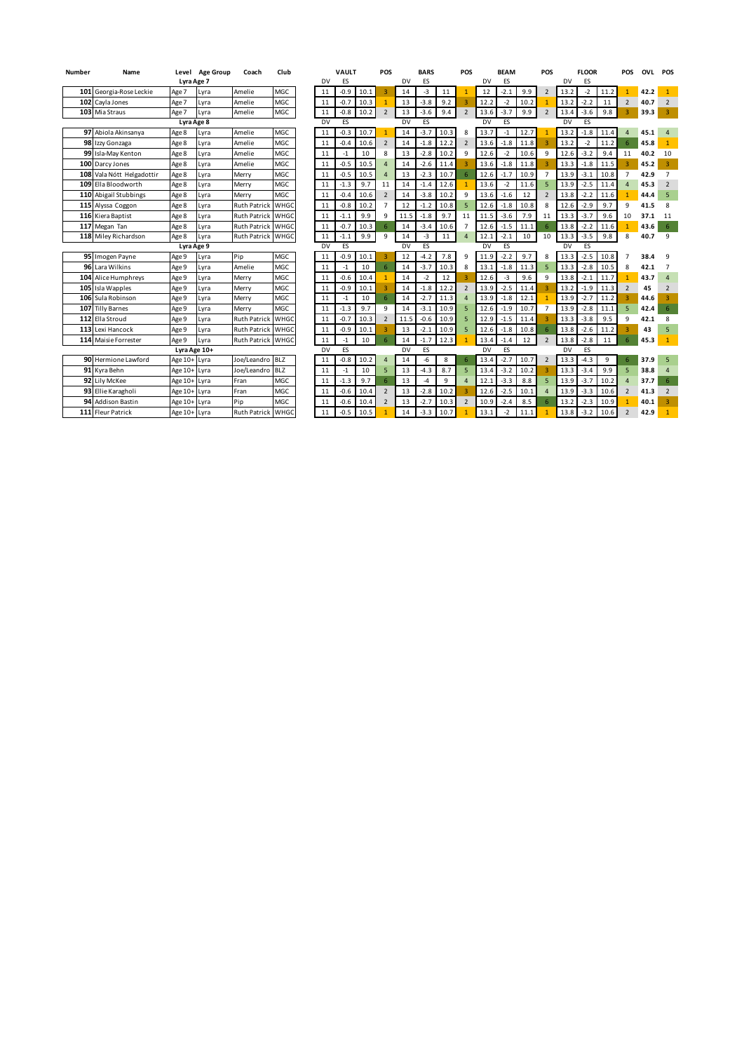| Number | Name | Level | Age Group | Coach | Club | VAULT | | | POS | BARS | | | POS | BEAM | | | POS | FLOOR | | | POS | OVL | POS |
|---|---|---|---|---|---|---|---|---|---|---|---|---|---|---|---|---|---|---|---|---|---|---|---|
| | | Lyra Age 7 | | | | DV | ES | | | DV | ES | | | DV | ES | | | DV | ES | | | | |
| 101 | Georgia-Rose Leckie | Age 7 | Lyra | Amelie | MGC | 11 | -0.9 | 10.1 | 3 | 14 | -3 | 11 | 1 | 12 | -2.1 | 9.9 | 2 | 13.2 | -2 | 11.2 | 1 | 42.2 | 1 |
| 102 | Cayla Jones | Age 7 | Lyra | Amelie | MGC | 11 | -0.7 | 10.3 | 1 | 13 | -3.8 | 9.2 | 3 | 12.2 | -2 | 10.2 | 1 | 13.2 | -2.2 | 11 | 2 | 40.7 | 2 |
| 103 | Mia Straus | Age 7 | Lyra | Amelie | MGC | 11 | -0.8 | 10.2 | 2 | 13 | -3.6 | 9.4 | 2 | 13.6 | -3.7 | 9.9 | 2 | 13.4 | -3.6 | 9.8 | 3 | 39.3 | 3 |
| | | Lyra Age 8 | | | | DV | ES | | | DV | ES | | | DV | ES | | | DV | ES | | | | |
| 97 | Abiola Akinsanya | Age 8 | Lyra | Amelie | MGC | 11 | -0.3 | 10.7 | 1 | 14 | -3.7 | 10.3 | 8 | 13.7 | -1 | 12.7 | 1 | 13.2 | -1.8 | 11.4 | 4 | 45.1 | 4 |
| 98 | Izzy Gonzaga | Age 8 | Lyra | Amelie | MGC | 11 | -0.4 | 10.6 | 2 | 14 | -1.8 | 12.2 | 2 | 13.6 | -1.8 | 11.8 | 3 | 13.2 | -2 | 11.2 | 6 | 45.8 | 1 |
| 99 | Isla-May Kenton | Age 8 | Lyra | Amelie | MGC | 11 | -1 | 10 | 8 | 13 | -2.8 | 10.2 | 9 | 12.6 | -2 | 10.6 | 9 | 12.6 | -3.2 | 9.4 | 11 | 40.2 | 10 |
| 100 | Darcy Jones | Age 8 | Lyra | Amelie | MGC | 11 | -0.5 | 10.5 | 4 | 14 | -2.6 | 11.4 | 3 | 13.6 | -1.8 | 11.8 | 3 | 13.3 | -1.8 | 11.5 | 3 | 45.2 | 3 |
| 108 | Vala Nótt Helgadottir | Age 8 | Lyra | Merry | MGC | 11 | -0.5 | 10.5 | 4 | 13 | -2.3 | 10.7 | 6 | 12.6 | -1.7 | 10.9 | 7 | 13.9 | -3.1 | 10.8 | 7 | 42.9 | 7 |
| 109 | Ella Bloodworth | Age 8 | Lyra | Merry | MGC | 11 | -1.3 | 9.7 | 11 | 14 | -1.4 | 12.6 | 1 | 13.6 | -2 | 11.6 | 5 | 13.9 | -2.5 | 11.4 | 4 | 45.3 | 2 |
| 110 | Abigail Stubbings | Age 8 | Lyra | Merry | MGC | 11 | -0.4 | 10.6 | 2 | 14 | -3.8 | 10.2 | 9 | 13.6 | -1.6 | 12 | 2 | 13.8 | -2.2 | 11.6 | 1 | 44.4 | 5 |
| 115 | Alyssa Coggon | Age 8 | Lyra | Ruth Patrick | WHGC | 11 | -0.8 | 10.2 | 7 | 12 | -1.2 | 10.8 | 5 | 12.6 | -1.8 | 10.8 | 8 | 12.6 | -2.9 | 9.7 | 9 | 41.5 | 8 |
| 116 | Kiera Baptist | Age 8 | Lyra | Ruth Patrick | WHGC | 11 | -1.1 | 9.9 | 9 | 11.5 | -1.8 | 9.7 | 11 | 11.5 | -3.6 | 7.9 | 11 | 13.3 | -3.7 | 9.6 | 10 | 37.1 | 11 |
| 117 | Megan Tan | Age 8 | Lyra | Ruth Patrick | WHGC | 11 | -0.7 | 10.3 | 6 | 14 | -3.4 | 10.6 | 7 | 12.6 | -1.5 | 11.1 | 6 | 13.8 | -2.2 | 11.6 | 1 | 43.6 | 6 |
| 118 | Miley Richardson | Age 8 | Lyra | Ruth Patrick | WHGC | 11 | -1.1 | 9.9 | 9 | 14 | -3 | 11 | 4 | 12.1 | -2.1 | 10 | 10 | 13.3 | -3.5 | 9.8 | 8 | 40.7 | 9 |
| | | Lyra Age 9 | | | | DV | ES | | | DV | ES | | | DV | ES | | | DV | ES | | | | |
| 95 | Imogen Payne | Age 9 | Lyra | Pip | MGC | 11 | -0.9 | 10.1 | 3 | 12 | -4.2 | 7.8 | 9 | 11.9 | -2.2 | 9.7 | 8 | 13.3 | -2.5 | 10.8 | 7 | 38.4 | 9 |
| 96 | Lara Wilkins | Age 9 | Lyra | Amelie | MGC | 11 | -1 | 10 | 6 | 14 | -3.7 | 10.3 | 8 | 13.1 | -1.8 | 11.3 | 5 | 13.3 | -2.8 | 10.5 | 8 | 42.1 | 7 |
| 104 | Alice Humphreys | Age 9 | Lyra | Merry | MGC | 11 | -0.6 | 10.4 | 1 | 14 | -2 | 12 | 3 | 12.6 | -3 | 9.6 | 9 | 13.8 | -2.1 | 11.7 | 1 | 43.7 | 4 |
| 105 | Isla Wapples | Age 9 | Lyra | Merry | MGC | 11 | -0.9 | 10.1 | 3 | 14 | -1.8 | 12.2 | 2 | 13.9 | -2.5 | 11.4 | 3 | 13.2 | -1.9 | 11.3 | 2 | 45 | 2 |
| 106 | Sula Robinson | Age 9 | Lyra | Merry | MGC | 11 | -1 | 10 | 6 | 14 | -2.7 | 11.3 | 4 | 13.9 | -1.8 | 12.1 | 1 | 13.9 | -2.7 | 11.2 | 3 | 44.6 | 3 |
| 107 | Tilly Barnes | Age 9 | Lyra | Merry | MGC | 11 | -1.3 | 9.7 | 9 | 14 | -3.1 | 10.9 | 5 | 12.6 | -1.9 | 10.7 | 7 | 13.9 | -2.8 | 11.1 | 5 | 42.4 | 6 |
| 112 | Ella Stroud | Age 9 | Lyra | Ruth Patrick | WHGC | 11 | -0.7 | 10.3 | 2 | 11.5 | -0.6 | 10.9 | 5 | 12.9 | -1.5 | 11.4 | 3 | 13.3 | -3.8 | 9.5 | 9 | 42.1 | 8 |
| 113 | Lexi Hancock | Age 9 | Lyra | Ruth Patrick | WHGC | 11 | -0.9 | 10.1 | 3 | 13 | -2.1 | 10.9 | 5 | 12.6 | -1.8 | 10.8 | 6 | 13.8 | -2.6 | 11.2 | 3 | 43 | 5 |
| 114 | Maisie Forrester | Age 9 | Lyra | Ruth Patrick | WHGC | 11 | -1 | 10 | 6 | 14 | -1.7 | 12.3 | 1 | 13.4 | -1.4 | 12 | 2 | 13.8 | -2.8 | 11 | 6 | 45.3 | 1 |
| | | Lyra Age 10+ | | | | DV | ES | | | DV | ES | | | DV | ES | | | DV | ES | | | | |
| 90 | Hermione Lawford | Age 10+ | Lyra | Joe/Leandro | BLZ | 11 | -0.8 | 10.2 | 4 | 14 | -6 | 8 | 6 | 13.4 | -2.7 | 10.7 | 2 | 13.3 | -4.3 | 9 | 6 | 37.9 | 5 |
| 91 | Kyra Behn | Age 10+ | Lyra | Joe/Leandro | BLZ | 11 | -1 | 10 | 5 | 13 | -4.3 | 8.7 | 5 | 13.4 | -3.2 | 10.2 | 3 | 13.3 | -3.4 | 9.9 | 5 | 38.8 | 4 |
| 92 | Lily McKee | Age 10+ | Lyra | Fran | MGC | 11 | -1.3 | 9.7 | 6 | 13 | -4 | 9 | 4 | 12.1 | -3.3 | 8.8 | 5 | 13.9 | -3.7 | 10.2 | 4 | 37.7 | 6 |
| 93 | Ellie Karagholi | Age 10+ | Lyra | Fran | MGC | 11 | -0.6 | 10.4 | 2 | 13 | -2.8 | 10.2 | 3 | 12.6 | -2.5 | 10.1 | 4 | 13.9 | -3.3 | 10.6 | 2 | 41.3 | 2 |
| 94 | Addison Bastin | Age 10+ | Lyra | Pip | MGC | 11 | -0.6 | 10.4 | 2 | 13 | -2.7 | 10.3 | 2 | 10.9 | -2.4 | 8.5 | 6 | 13.2 | -2.3 | 10.9 | 1 | 40.1 | 3 |
| 111 | Fleur Patrick | Age 10+ | Lyra | Ruth Patrick | WHGC | 11 | -0.5 | 10.5 | 1 | 14 | -3.3 | 10.7 | 1 | 13.1 | -2 | 11.1 | 1 | 13.8 | -3.2 | 10.6 | 2 | 42.9 | 1 |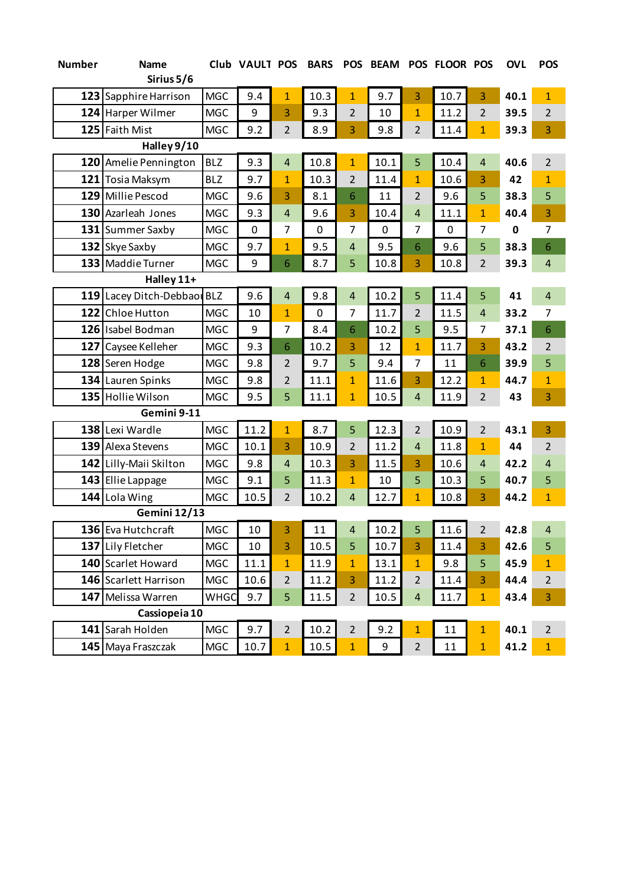| Number | Name | Club | VAULT | POS | BARS | POS | BEAM | POS | FLOOR | POS | OVL | POS |
|---|---|---|---|---|---|---|---|---|---|---|---|---|
| | **Sirius 5/6** | | | | | | | | | | | |
| 123 | Sapphire Harrison | MGC | 9.4 | 1 | 10.3 | 1 | 9.7 | 3 | 10.7 | 3 | 40.1 | 1 |
| 124 | Harper Wilmer | MGC | 9 | 3 | 9.3 | 2 | 10 | 1 | 11.2 | 2 | 39.5 | 2 |
| 125 | Faith Mist | MGC | 9.2 | 2 | 8.9 | 3 | 9.8 | 2 | 11.4 | 1 | 39.3 | 3 |
| | **Halley 9/10** | | | | | | | | | | | |
| 120 | Amelie Pennington | BLZ | 9.3 | 4 | 10.8 | 1 | 10.1 | 5 | 10.4 | 4 | 40.6 | 2 |
| 121 | Tosia Maksym | BLZ | 9.7 | 1 | 10.3 | 2 | 11.4 | 1 | 10.6 | 3 | 42 | 1 |
| 129 | Millie Pescod | MGC | 9.6 | 3 | 8.1 | 6 | 11 | 2 | 9.6 | 5 | 38.3 | 5 |
| 130 | Azarleah Jones | MGC | 9.3 | 4 | 9.6 | 3 | 10.4 | 4 | 11.1 | 1 | 40.4 | 3 |
| 131 | Summer Saxby | MGC | 0 | 7 | 0 | 7 | 0 | 7 | 0 | 7 | 0 | 7 |
| 132 | Skye Saxby | MGC | 9.7 | 1 | 9.5 | 4 | 9.5 | 6 | 9.6 | 5 | 38.3 | 6 |
| 133 | Maddie Turner | MGC | 9 | 6 | 8.7 | 5 | 10.8 | 3 | 10.8 | 2 | 39.3 | 4 |
| | **Halley 11+** | | | | | | | | | | | |
| 119 | Lacey Ditch-Debbaou | BLZ | 9.6 | 4 | 9.8 | 4 | 10.2 | 5 | 11.4 | 5 | 41 | 4 |
| 122 | Chloe Hutton | MGC | 10 | 1 | 0 | 7 | 11.7 | 2 | 11.5 | 4 | 33.2 | 7 |
| 126 | Isabel Bodman | MGC | 9 | 7 | 8.4 | 6 | 10.2 | 5 | 9.5 | 7 | 37.1 | 6 |
| 127 | Caysee Kelleher | MGC | 9.3 | 6 | 10.2 | 3 | 12 | 1 | 11.7 | 3 | 43.2 | 2 |
| 128 | Seren Hodge | MGC | 9.8 | 2 | 9.7 | 5 | 9.4 | 7 | 11 | 6 | 39.9 | 5 |
| 134 | Lauren Spinks | MGC | 9.8 | 2 | 11.1 | 1 | 11.6 | 3 | 12.2 | 1 | 44.7 | 1 |
| 135 | Hollie Wilson | MGC | 9.5 | 5 | 11.1 | 1 | 10.5 | 4 | 11.9 | 2 | 43 | 3 |
| | **Gemini 9-11** | | | | | | | | | | | |
| 138 | Lexi Wardle | MGC | 11.2 | 1 | 8.7 | 5 | 12.3 | 2 | 10.9 | 2 | 43.1 | 3 |
| 139 | Alexa Stevens | MGC | 10.1 | 3 | 10.9 | 2 | 11.2 | 4 | 11.8 | 1 | 44 | 2 |
| 142 | Lilly-Maii Skilton | MGC | 9.8 | 4 | 10.3 | 3 | 11.5 | 3 | 10.6 | 4 | 42.2 | 4 |
| 143 | Ellie Lappage | MGC | 9.1 | 5 | 11.3 | 1 | 10 | 5 | 10.3 | 5 | 40.7 | 5 |
| 144 | Lola Wing | MGC | 10.5 | 2 | 10.2 | 4 | 12.7 | 1 | 10.8 | 3 | 44.2 | 1 |
| | **Gemini 12/13** | | | | | | | | | | | |
| 136 | Eva Hutchcraft | MGC | 10 | 3 | 11 | 4 | 10.2 | 5 | 11.6 | 2 | 42.8 | 4 |
| 137 | Lily Fletcher | MGC | 10 | 3 | 10.5 | 5 | 10.7 | 3 | 11.4 | 3 | 42.6 | 5 |
| 140 | Scarlet Howard | MGC | 11.1 | 1 | 11.9 | 1 | 13.1 | 1 | 9.8 | 5 | 45.9 | 1 |
| 146 | Scarlett Harrison | MGC | 10.6 | 2 | 11.2 | 3 | 11.2 | 2 | 11.4 | 3 | 44.4 | 2 |
| 147 | Melissa Warren | WHGC | 9.7 | 5 | 11.5 | 2 | 10.5 | 4 | 11.7 | 1 | 43.4 | 3 |
| | **Cassiopeia 10** | | | | | | | | | | | |
| 141 | Sarah Holden | MGC | 9.7 | 2 | 10.2 | 2 | 9.2 | 1 | 11 | 1 | 40.1 | 2 |
| 145 | Maya Fraszczak | MGC | 10.7 | 1 | 10.5 | 1 | 9 | 2 | 11 | 1 | 41.2 | 1 |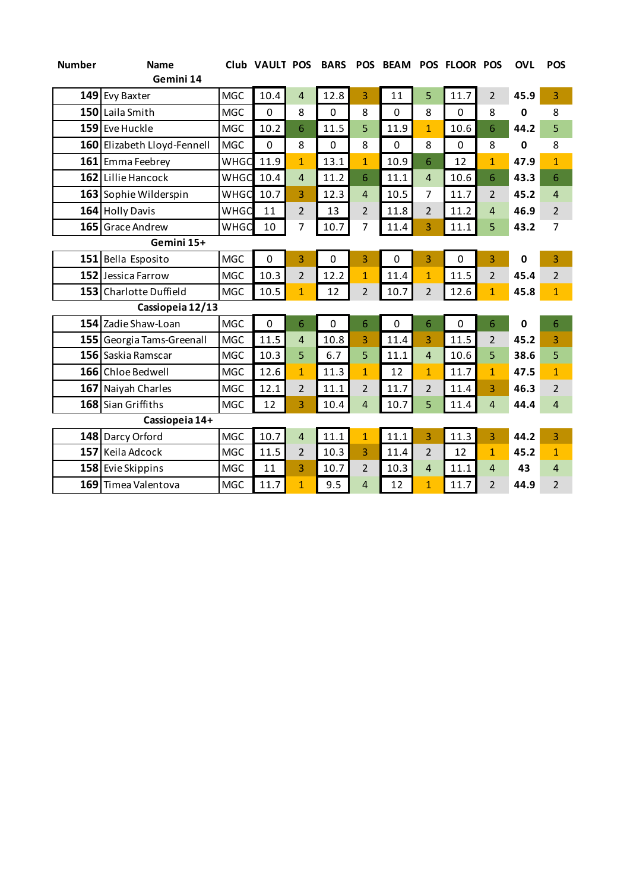| Number | Name | Club | VAULT | POS | BARS | POS | BEAM | POS | FLOOR | POS | OVL | POS |
|---|---|---|---|---|---|---|---|---|---|---|---|---|
| | **Gemini 14** | | | | | | | | | | | |
| 149 | Evy Baxter | MGC | 10.4 | 4 | 12.8 | 3 | 11 | 5 | 11.7 | 2 | 45.9 | 3 |
| 150 | Laila Smith | MGC | 0 | 8 | 0 | 8 | 0 | 8 | 0 | 8 | 0 | 8 |
| 159 | Eve Huckle | MGC | 10.2 | 6 | 11.5 | 5 | 11.9 | 1 | 10.6 | 6 | 44.2 | 5 |
| 160 | Elizabeth Lloyd-Fennell | MGC | 0 | 8 | 0 | 8 | 0 | 8 | 0 | 8 | 0 | 8 |
| 161 | Emma Feebrey | WHGC | 11.9 | 1 | 13.1 | 1 | 10.9 | 6 | 12 | 1 | 47.9 | 1 |
| 162 | Lillie Hancock | WHGC | 10.4 | 4 | 11.2 | 6 | 11.1 | 4 | 10.6 | 6 | 43.3 | 6 |
| 163 | Sophie Wilderspin | WHGC | 10.7 | 3 | 12.3 | 4 | 10.5 | 7 | 11.7 | 2 | 45.2 | 4 |
| 164 | Holly Davis | WHGC | 11 | 2 | 13 | 2 | 11.8 | 2 | 11.2 | 4 | 46.9 | 2 |
| 165 | Grace Andrew | WHGC | 10 | 7 | 10.7 | 7 | 11.4 | 3 | 11.1 | 5 | 43.2 | 7 |
| | **Gemini 15+** | | | | | | | | | | | |
| 151 | Bella Esposito | MGC | 0 | 3 | 0 | 3 | 0 | 3 | 0 | 3 | 0 | 3 |
| 152 | Jessica Farrow | MGC | 10.3 | 2 | 12.2 | 1 | 11.4 | 1 | 11.5 | 2 | 45.4 | 2 |
| 153 | Charlotte Duffield | MGC | 10.5 | 1 | 12 | 2 | 10.7 | 2 | 12.6 | 1 | 45.8 | 1 |
| | **Cassiopeia 12/13** | | | | | | | | | | | |
| 154 | Zadie Shaw-Loan | MGC | 0 | 6 | 0 | 6 | 0 | 6 | 0 | 6 | 0 | 6 |
| 155 | Georgia Tams-Greenall | MGC | 11.5 | 4 | 10.8 | 3 | 11.4 | 3 | 11.5 | 2 | 45.2 | 3 |
| 156 | Saskia Ramscar | MGC | 10.3 | 5 | 6.7 | 5 | 11.1 | 4 | 10.6 | 5 | 38.6 | 5 |
| 166 | Chloe Bedwell | MGC | 12.6 | 1 | 11.3 | 1 | 12 | 1 | 11.7 | 1 | 47.5 | 1 |
| 167 | Naiyah Charles | MGC | 12.1 | 2 | 11.1 | 2 | 11.7 | 2 | 11.4 | 3 | 46.3 | 2 |
| 168 | Sian Griffiths | MGC | 12 | 3 | 10.4 | 4 | 10.7 | 5 | 11.4 | 4 | 44.4 | 4 |
| | **Cassiopeia 14+** | | | | | | | | | | | |
| 148 | Darcy Orford | MGC | 10.7 | 4 | 11.1 | 1 | 11.1 | 3 | 11.3 | 3 | 44.2 | 3 |
| 157 | Keila Adcock | MGC | 11.5 | 2 | 10.3 | 3 | 11.4 | 2 | 12 | 1 | 45.2 | 1 |
| 158 | Evie Skippins | MGC | 11 | 3 | 10.7 | 2 | 10.3 | 4 | 11.1 | 4 | 43 | 4 |
| 169 | Timea Valentova | MGC | 11.7 | 1 | 9.5 | 4 | 12 | 1 | 11.7 | 2 | 44.9 | 2 |